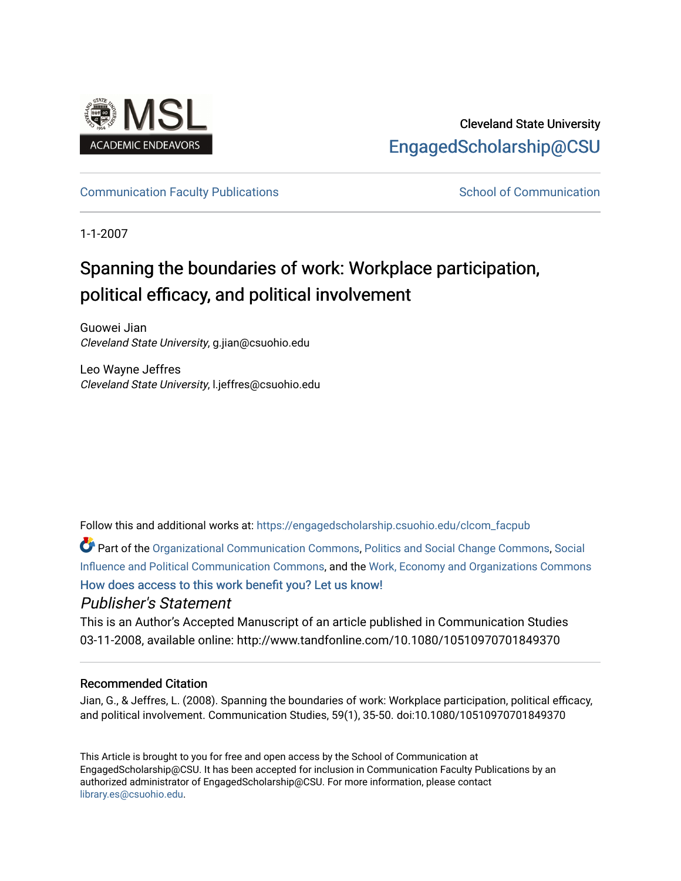Cleveland State University

EngagedScholarship@CSU

Communication Faculty Publications

School of Communication

1-1-2007

# Spanning the boundaries of work: Workplace participation, political efficacy, and political involvement

Guowei Jian
*Cleveland State University*, g.jian@csuohio.edu

Leo Wayne Jeffres
*Cleveland State University*, l.jeffres@csuohio.edu

Follow this and additional works at: https://engagedscholarship.csuohio.edu/clcom_facpub

Part of the Organizational Communication Commons, Politics and Social Change Commons, Social Influence and Political Communication Commons, and the Work, Economy and Organizations Commons

How does access to this work benefit you? Let us know!

*Publisher's Statement*

This is an Author's Accepted Manuscript of an article published in Communication Studies 03-11-2008, available online: http://www.tandfonline.com/10.1080/10510970701849370

### Recommended Citation

Jian, G., & Jeffres, L. (2008). Spanning the boundaries of work: Workplace participation, political efficacy, and political involvement. Communication Studies, 59(1), 35-50. doi:10.1080/10510970701849370

This Article is brought to you for free and open access by the School of Communication at EngagedScholarship@CSU. It has been accepted for inclusion in Communication Faculty Publications by an authorized administrator of EngagedScholarship@CSU. For more information, please contact library.es@csuohio.edu.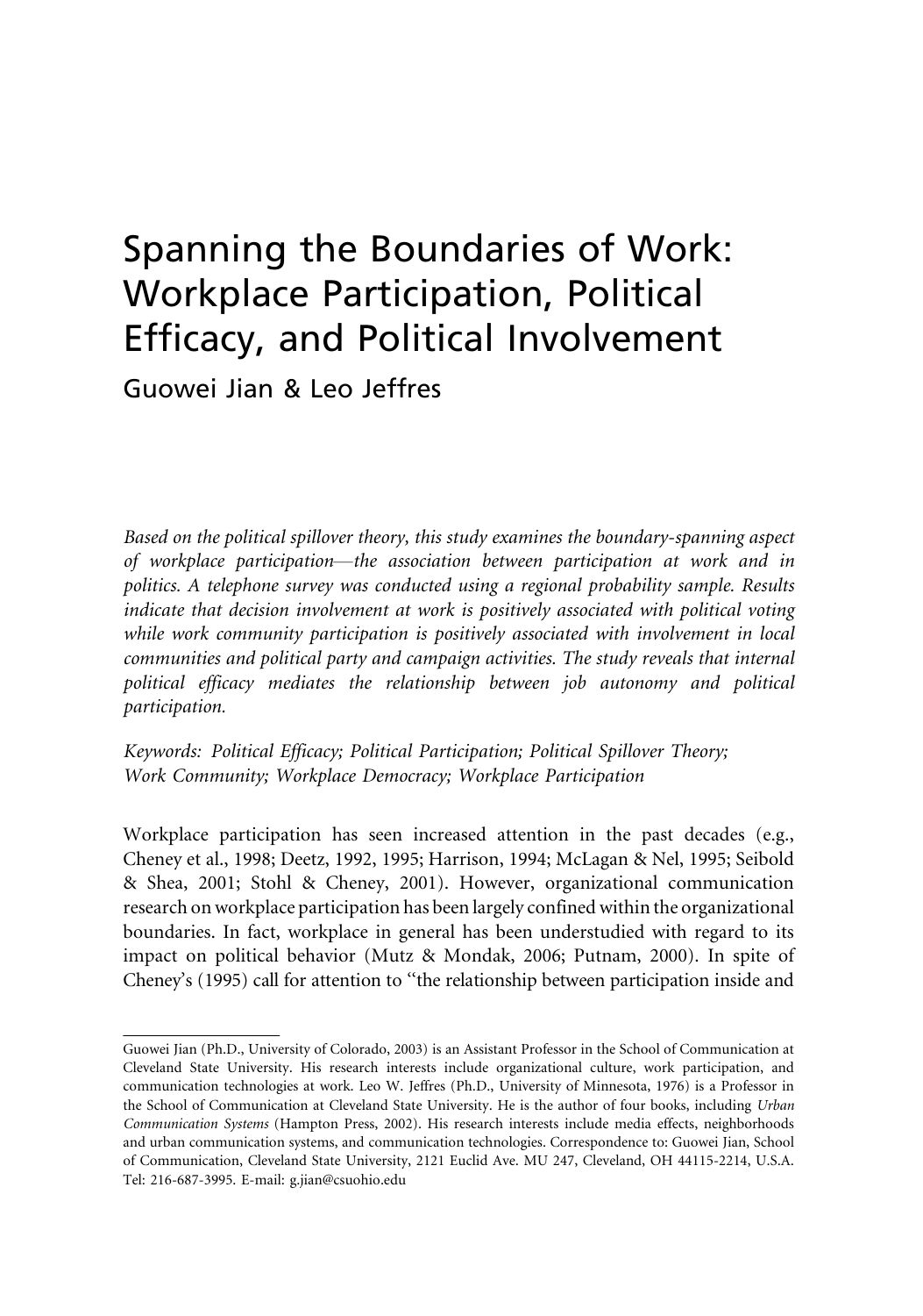# Spanning the Boundaries of Work: Workplace Participation, Political Efficacy, and Political Involvement

Guowei Jian & Leo Jeffres

*Based on the political spillover theory, this study examines the boundary-spanning aspect of workplace participation—the association between participation at work and in politics. A telephone survey was conducted using a regional probability sample. Results indicate that decision involvement at work is positively associated with political voting while work community participation is positively associated with involvement in local communities and political party and campaign activities. The study reveals that internal political efficacy mediates the relationship between job autonomy and political participation.*

*Keywords: Political Efficacy; Political Participation; Political Spillover Theory; Work Community; Workplace Democracy; Workplace Participation*

Workplace participation has seen increased attention in the past decades (e.g., Cheney et al., 1998; Deetz, 1992, 1995; Harrison, 1994; McLagan & Nel, 1995; Seibold & Shea, 2001; Stohl & Cheney, 2001). However, organizational communication research on workplace participation has been largely confined within the organizational boundaries. In fact, workplace in general has been understudied with regard to its impact on political behavior (Mutz & Mondak, 2006; Putnam, 2000). In spite of Cheney's (1995) call for attention to "the relationship between participation inside and

---

Guowei Jian (Ph.D., University of Colorado, 2003) is an Assistant Professor in the School of Communication at Cleveland State University. His research interests include organizational culture, work participation, and communication technologies at work. Leo W. Jeffres (Ph.D., University of Minnesota, 1976) is a Professor in the School of Communication at Cleveland State University. He is the author of four books, including *Urban Communication Systems* (Hampton Press, 2002). His research interests include media effects, neighborhoods and urban communication systems, and communication technologies. Correspondence to: Guowei Jian, School of Communication, Cleveland State University, 2121 Euclid Ave. MU 247, Cleveland, OH 44115-2214, U.S.A. Tel: 216-687-3995. E-mail: g.jian@csuohio.edu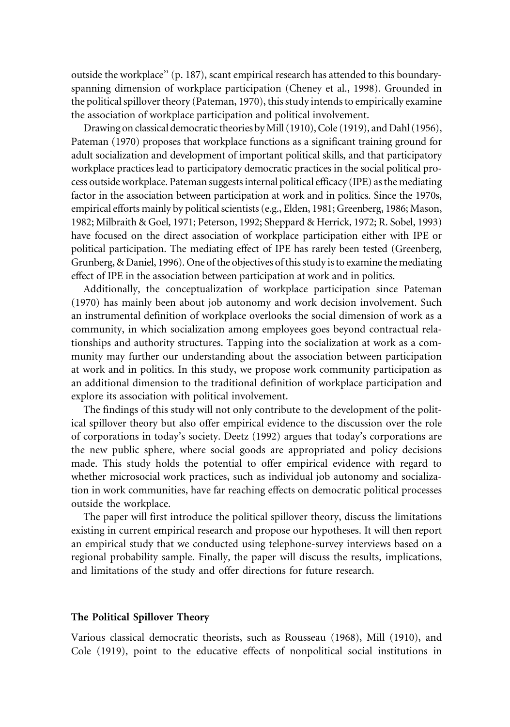outside the workplace'' (p. 187), scant empirical research has attended to this boundary-spanning dimension of workplace participation (Cheney et al., 1998). Grounded in the political spillover theory (Pateman, 1970), this study intends to empirically examine the association of workplace participation and political involvement.

Drawing on classical democratic theories by Mill (1910), Cole (1919), and Dahl (1956), Pateman (1970) proposes that workplace functions as a significant training ground for adult socialization and development of important political skills, and that participatory workplace practices lead to participatory democratic practices in the social political process outside workplace. Pateman suggests internal political efficacy (IPE) as the mediating factor in the association between participation at work and in politics. Since the 1970s, empirical efforts mainly by political scientists (e.g., Elden, 1981; Greenberg, 1986; Mason, 1982; Milbraith & Goel, 1971; Peterson, 1992; Sheppard & Herrick, 1972; R. Sobel, 1993) have focused on the direct association of workplace participation either with IPE or political participation. The mediating effect of IPE has rarely been tested (Greenberg, Grunberg, & Daniel, 1996). One of the objectives of this study is to examine the mediating effect of IPE in the association between participation at work and in politics.

Additionally, the conceptualization of workplace participation since Pateman (1970) has mainly been about job autonomy and work decision involvement. Such an instrumental definition of workplace overlooks the social dimension of work as a community, in which socialization among employees goes beyond contractual relationships and authority structures. Tapping into the socialization at work as a community may further our understanding about the association between participation at work and in politics. In this study, we propose work community participation as an additional dimension to the traditional definition of workplace participation and explore its association with political involvement.

The findings of this study will not only contribute to the development of the political spillover theory but also offer empirical evidence to the discussion over the role of corporations in today's society. Deetz (1992) argues that today's corporations are the new public sphere, where social goods are appropriated and policy decisions made. This study holds the potential to offer empirical evidence with regard to whether microsocial work practices, such as individual job autonomy and socialization in work communities, have far reaching effects on democratic political processes outside the workplace.

The paper will first introduce the political spillover theory, discuss the limitations existing in current empirical research and propose our hypotheses. It will then report an empirical study that we conducted using telephone-survey interviews based on a regional probability sample. Finally, the paper will discuss the results, implications, and limitations of the study and offer directions for future research.

## The Political Spillover Theory

Various classical democratic theorists, such as Rousseau (1968), Mill (1910), and Cole (1919), point to the educative effects of nonpolitical social institutions in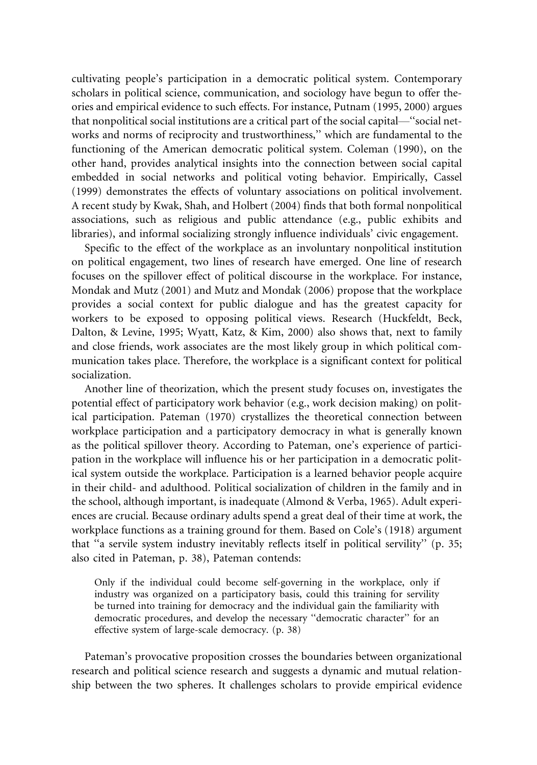cultivating people's participation in a democratic political system. Contemporary scholars in political science, communication, and sociology have begun to offer theories and empirical evidence to such effects. For instance, Putnam (1995, 2000) argues that nonpolitical social institutions are a critical part of the social capital—''social networks and norms of reciprocity and trustworthiness,'' which are fundamental to the functioning of the American democratic political system. Coleman (1990), on the other hand, provides analytical insights into the connection between social capital embedded in social networks and political voting behavior. Empirically, Cassel (1999) demonstrates the effects of voluntary associations on political involvement. A recent study by Kwak, Shah, and Holbert (2004) finds that both formal nonpolitical associations, such as religious and public attendance (e.g., public exhibits and libraries), and informal socializing strongly influence individuals' civic engagement.

Specific to the effect of the workplace as an involuntary nonpolitical institution on political engagement, two lines of research have emerged. One line of research focuses on the spillover effect of political discourse in the workplace. For instance, Mondak and Mutz (2001) and Mutz and Mondak (2006) propose that the workplace provides a social context for public dialogue and has the greatest capacity for workers to be exposed to opposing political views. Research (Huckfeldt, Beck, Dalton, & Levine, 1995; Wyatt, Katz, & Kim, 2000) also shows that, next to family and close friends, work associates are the most likely group in which political communication takes place. Therefore, the workplace is a significant context for political socialization.

Another line of theorization, which the present study focuses on, investigates the potential effect of participatory work behavior (e.g., work decision making) on political participation. Pateman (1970) crystallizes the theoretical connection between workplace participation and a participatory democracy in what is generally known as the political spillover theory. According to Pateman, one's experience of participation in the workplace will influence his or her participation in a democratic political system outside the workplace. Participation is a learned behavior people acquire in their child- and adulthood. Political socialization of children in the family and in the school, although important, is inadequate (Almond & Verba, 1965). Adult experiences are crucial. Because ordinary adults spend a great deal of their time at work, the workplace functions as a training ground for them. Based on Cole's (1918) argument that ''a servile system industry inevitably reflects itself in political servility'' (p. 35; also cited in Pateman, p. 38), Pateman contends:

> Only if the individual could become self-governing in the workplace, only if industry was organized on a participatory basis, could this training for servility be turned into training for democracy and the individual gain the familiarity with democratic procedures, and develop the necessary ''democratic character'' for an effective system of large-scale democracy. (p. 38)

Pateman's provocative proposition crosses the boundaries between organizational research and political science research and suggests a dynamic and mutual relationship between the two spheres. It challenges scholars to provide empirical evidence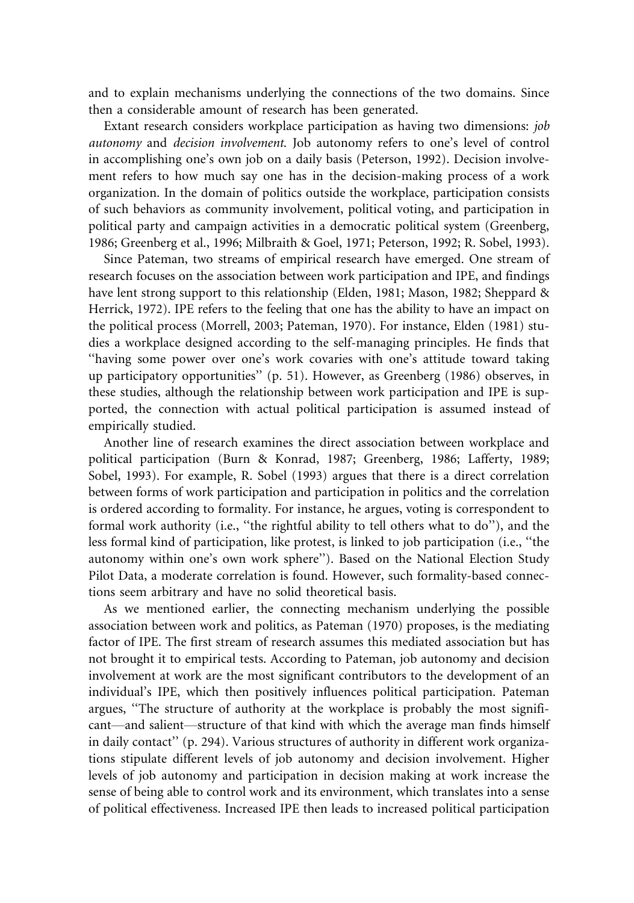and to explain mechanisms underlying the connections of the two domains. Since then a considerable amount of research has been generated.

Extant research considers workplace participation as having two dimensions: *job autonomy* and *decision involvement*. Job autonomy refers to one's level of control in accomplishing one's own job on a daily basis (Peterson, 1992). Decision involvement refers to how much say one has in the decision-making process of a work organization. In the domain of politics outside the workplace, participation consists of such behaviors as community involvement, political voting, and participation in political party and campaign activities in a democratic political system (Greenberg, 1986; Greenberg et al., 1996; Milbraith & Goel, 1971; Peterson, 1992; R. Sobel, 1993).

Since Pateman, two streams of empirical research have emerged. One stream of research focuses on the association between work participation and IPE, and findings have lent strong support to this relationship (Elden, 1981; Mason, 1982; Sheppard & Herrick, 1972). IPE refers to the feeling that one has the ability to have an impact on the political process (Morrell, 2003; Pateman, 1970). For instance, Elden (1981) studies a workplace designed according to the self-managing principles. He finds that "having some power over one's work covaries with one's attitude toward taking up participatory opportunities" (p. 51). However, as Greenberg (1986) observes, in these studies, although the relationship between work participation and IPE is supported, the connection with actual political participation is assumed instead of empirically studied.

Another line of research examines the direct association between workplace and political participation (Burn & Konrad, 1987; Greenberg, 1986; Lafferty, 1989; Sobel, 1993). For example, R. Sobel (1993) argues that there is a direct correlation between forms of work participation and participation in politics and the correlation is ordered according to formality. For instance, he argues, voting is correspondent to formal work authority (i.e., "the rightful ability to tell others what to do"), and the less formal kind of participation, like protest, is linked to job participation (i.e., "the autonomy within one's own work sphere"). Based on the National Election Study Pilot Data, a moderate correlation is found. However, such formality-based connections seem arbitrary and have no solid theoretical basis.

As we mentioned earlier, the connecting mechanism underlying the possible association between work and politics, as Pateman (1970) proposes, is the mediating factor of IPE. The first stream of research assumes this mediated association but has not brought it to empirical tests. According to Pateman, job autonomy and decision involvement at work are the most significant contributors to the development of an individual's IPE, which then positively influences political participation. Pateman argues, "The structure of authority at the workplace is probably the most significant—and salient—structure of that kind with which the average man finds himself in daily contact" (p. 294). Various structures of authority in different work organizations stipulate different levels of job autonomy and decision involvement. Higher levels of job autonomy and participation in decision making at work increase the sense of being able to control work and its environment, which translates into a sense of political effectiveness. Increased IPE then leads to increased political participation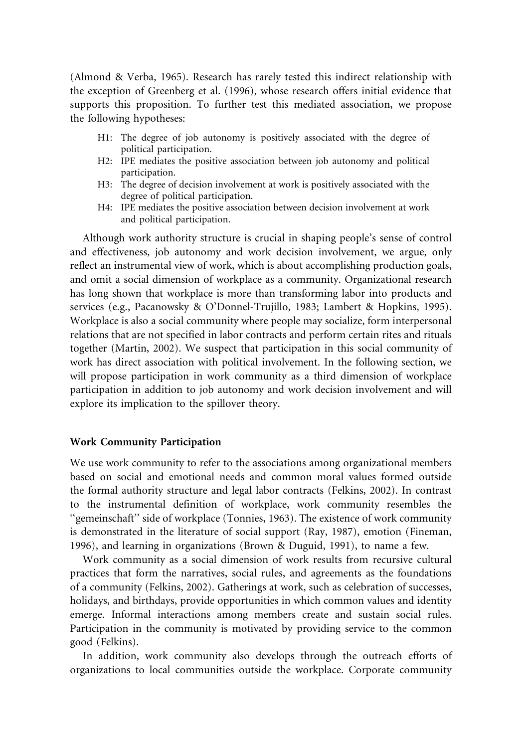(Almond & Verba, 1965). Research has rarely tested this indirect relationship with the exception of Greenberg et al. (1996), whose research offers initial evidence that supports this proposition. To further test this mediated association, we propose the following hypotheses:

- H1: The degree of job autonomy is positively associated with the degree of political participation.
- H2: IPE mediates the positive association between job autonomy and political participation.
- H3: The degree of decision involvement at work is positively associated with the degree of political participation.
- H4: IPE mediates the positive association between decision involvement at work and political participation.

Although work authority structure is crucial in shaping people's sense of control and effectiveness, job autonomy and work decision involvement, we argue, only reflect an instrumental view of work, which is about accomplishing production goals, and omit a social dimension of workplace as a community. Organizational research has long shown that workplace is more than transforming labor into products and services (e.g., Pacanowsky & O'Donnel-Trujillo, 1983; Lambert & Hopkins, 1995). Workplace is also a social community where people may socialize, form interpersonal relations that are not specified in labor contracts and perform certain rites and rituals together (Martin, 2002). We suspect that participation in this social community of work has direct association with political involvement. In the following section, we will propose participation in work community as a third dimension of workplace participation in addition to job autonomy and work decision involvement and will explore its implication to the spillover theory.

### Work Community Participation

We use work community to refer to the associations among organizational members based on social and emotional needs and common moral values formed outside the formal authority structure and legal labor contracts (Felkins, 2002). In contrast to the instrumental definition of workplace, work community resembles the "gemeinschaft" side of workplace (Tonnies, 1963). The existence of work community is demonstrated in the literature of social support (Ray, 1987), emotion (Fineman, 1996), and learning in organizations (Brown & Duguid, 1991), to name a few.

Work community as a social dimension of work results from recursive cultural practices that form the narratives, social rules, and agreements as the foundations of a community (Felkins, 2002). Gatherings at work, such as celebration of successes, holidays, and birthdays, provide opportunities in which common values and identity emerge. Informal interactions among members create and sustain social rules. Participation in the community is motivated by providing service to the common good (Felkins).

In addition, work community also develops through the outreach efforts of organizations to local communities outside the workplace. Corporate community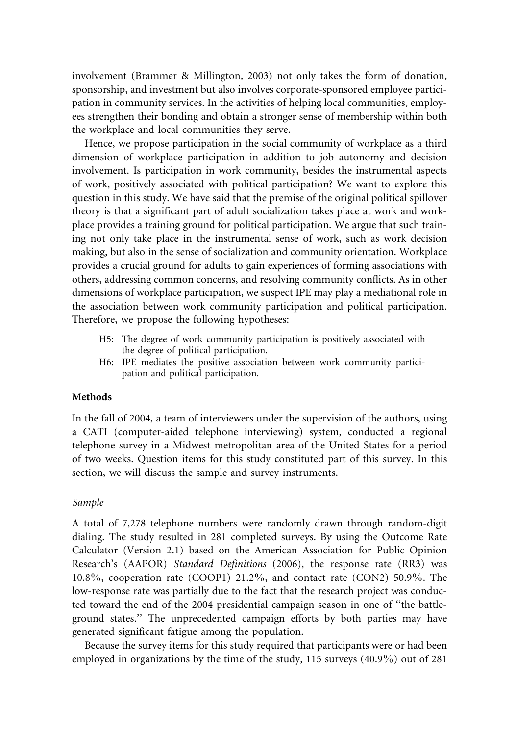involvement (Brammer & Millington, 2003) not only takes the form of donation, sponsorship, and investment but also involves corporate-sponsored employee participation in community services. In the activities of helping local communities, employees strengthen their bonding and obtain a stronger sense of membership within both the workplace and local communities they serve.

Hence, we propose participation in the social community of workplace as a third dimension of workplace participation in addition to job autonomy and decision involvement. Is participation in work community, besides the instrumental aspects of work, positively associated with political participation? We want to explore this question in this study. We have said that the premise of the original political spillover theory is that a significant part of adult socialization takes place at work and workplace provides a training ground for political participation. We argue that such training not only take place in the instrumental sense of work, such as work decision making, but also in the sense of socialization and community orientation. Workplace provides a crucial ground for adults to gain experiences of forming associations with others, addressing common concerns, and resolving community conflicts. As in other dimensions of workplace participation, we suspect IPE may play a mediational role in the association between work community participation and political participation. Therefore, we propose the following hypotheses:

- H5: The degree of work community participation is positively associated with the degree of political participation.
- H6: IPE mediates the positive association between work community participation and political participation.

## Methods

In the fall of 2004, a team of interviewers under the supervision of the authors, using a CATI (computer-aided telephone interviewing) system, conducted a regional telephone survey in a Midwest metropolitan area of the United States for a period of two weeks. Question items for this study constituted part of this survey. In this section, we will discuss the sample and survey instruments.

### *Sample*

A total of 7,278 telephone numbers were randomly drawn through random-digit dialing. The study resulted in 281 completed surveys. By using the Outcome Rate Calculator (Version 2.1) based on the American Association for Public Opinion Research's (AAPOR) *Standard Definitions* (2006), the response rate (RR3) was 10.8%, cooperation rate (COOP1) 21.2%, and contact rate (CON2) 50.9%. The low-response rate was partially due to the fact that the research project was conducted toward the end of the 2004 presidential campaign season in one of ''the battleground states.'' The unprecedented campaign efforts by both parties may have generated significant fatigue among the population.

Because the survey items for this study required that participants were or had been employed in organizations by the time of the study, 115 surveys (40.9%) out of 281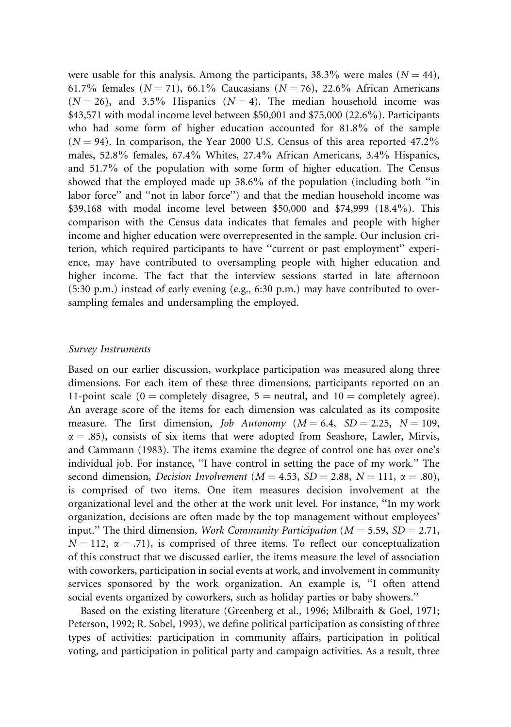were usable for this analysis. Among the participants, 38.3% were males ($N = 44$), 61.7% females ($N = 71$), 66.1% Caucasians ($N = 76$), 22.6% African Americans ($N = 26$), and 3.5% Hispanics ($N = 4$). The median household income was $43,571 with modal income level between $50,001 and $75,000 (22.6%). Participants who had some form of higher education accounted for 81.8% of the sample ($N = 94$). In comparison, the Year 2000 U.S. Census of this area reported 47.2% males, 52.8% females, 67.4% Whites, 27.4% African Americans, 3.4% Hispanics, and 51.7% of the population with some form of higher education. The Census showed that the employed made up 58.6% of the population (including both ''in labor force'' and ''not in labor force'') and that the median household income was $39,168 with modal income level between $50,000 and $74,999 (18.4%). This comparison with the Census data indicates that females and people with higher income and higher education were overrepresented in the sample. Our inclusion criterion, which required participants to have ''current or past employment'' experience, may have contributed to oversampling people with higher education and higher income. The fact that the interview sessions started in late afternoon (5:30 p.m.) instead of early evening (e.g., 6:30 p.m.) may have contributed to oversampling females and undersampling the employed.

### *Survey Instruments*

Based on our earlier discussion, workplace participation was measured along three dimensions. For each item of these three dimensions, participants reported on an 11-point scale (0 = completely disagree, 5 = neutral, and 10 = completely agree). An average score of the items for each dimension was calculated as its composite measure. The first dimension, *Job Autonomy* ($M = 6.4$, $SD = 2.25$, $N = 109$, $\alpha = .85$), consists of six items that were adopted from Seashore, Lawler, Mirvis, and Cammann (1983). The items examine the degree of control one has over one's individual job. For instance, ''I have control in setting the pace of my work.'' The second dimension, *Decision Involvement* ($M = 4.53$, $SD = 2.88$, $N = 111$, $\alpha = .80$), is comprised of two items. One item measures decision involvement at the organizational level and the other at the work unit level. For instance, ''In my work organization, decisions are often made by the top management without employees' input.'' The third dimension, *Work Community Participation* ($M = 5.59$, $SD = 2.71$, $N = 112$, $\alpha = .71$), is comprised of three items. To reflect our conceptualization of this construct that we discussed earlier, the items measure the level of association with coworkers, participation in social events at work, and involvement in community services sponsored by the work organization. An example is, ''I often attend social events organized by coworkers, such as holiday parties or baby showers.''

Based on the existing literature (Greenberg et al., 1996; Milbraith & Goel, 1971; Peterson, 1992; R. Sobel, 1993), we define political participation as consisting of three types of activities: participation in community affairs, participation in political voting, and participation in political party and campaign activities. As a result, three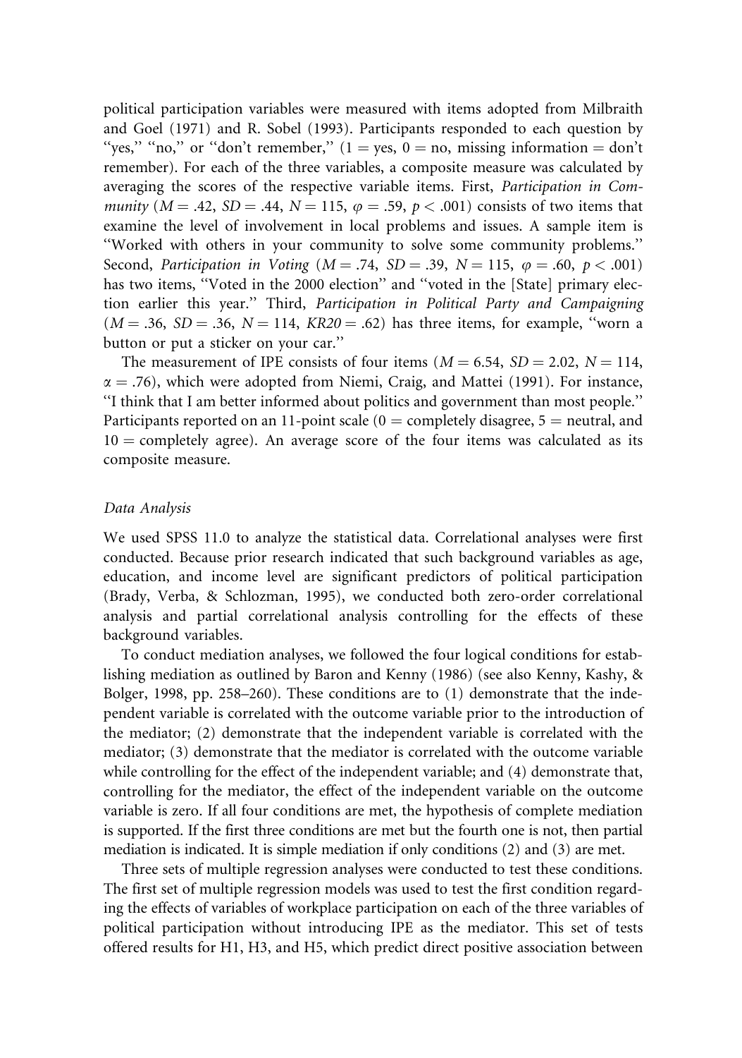political participation variables were measured with items adopted from Milbraith and Goel (1971) and R. Sobel (1993). Participants responded to each question by "yes," "no," or "don't remember," (1 = yes, 0 = no, missing information = don't remember). For each of the three variables, a composite measure was calculated by averaging the scores of the respective variable items. First, *Participation in Community* ($M = .42$, $SD = .44$, $N = 115$, $\varphi = .59$, $p < .001$) consists of two items that examine the level of involvement in local problems and issues. A sample item is "Worked with others in your community to solve some community problems." Second, *Participation in Voting* ($M = .74$, $SD = .39$, $N = 115$, $\varphi = .60$, $p < .001$) has two items, "Voted in the 2000 election" and "voted in the [State] primary election earlier this year." Third, *Participation in Political Party and Campaigning* ($M = .36$, $SD = .36$, $N = 114$, $KR20 = .62$) has three items, for example, "worn a button or put a sticker on your car."

The measurement of IPE consists of four items ($M = 6.54$, $SD = 2.02$, $N = 114$, $\alpha = .76$), which were adopted from Niemi, Craig, and Mattei (1991). For instance, "I think that I am better informed about politics and government than most people." Participants reported on an 11-point scale (0 = completely disagree, 5 = neutral, and 10 = completely agree). An average score of the four items was calculated as its composite measure.

### *Data Analysis*

We used SPSS 11.0 to analyze the statistical data. Correlational analyses were first conducted. Because prior research indicated that such background variables as age, education, and income level are significant predictors of political participation (Brady, Verba, & Schlozman, 1995), we conducted both zero-order correlational analysis and partial correlational analysis controlling for the effects of these background variables.

To conduct mediation analyses, we followed the four logical conditions for establishing mediation as outlined by Baron and Kenny (1986) (see also Kenny, Kashy, & Bolger, 1998, pp. 258–260). These conditions are to (1) demonstrate that the independent variable is correlated with the outcome variable prior to the introduction of the mediator; (2) demonstrate that the independent variable is correlated with the mediator; (3) demonstrate that the mediator is correlated with the outcome variable while controlling for the effect of the independent variable; and (4) demonstrate that, controlling for the mediator, the effect of the independent variable on the outcome variable is zero. If all four conditions are met, the hypothesis of complete mediation is supported. If the first three conditions are met but the fourth one is not, then partial mediation is indicated. It is simple mediation if only conditions (2) and (3) are met.

Three sets of multiple regression analyses were conducted to test these conditions. The first set of multiple regression models was used to test the first condition regarding the effects of variables of workplace participation on each of the three variables of political participation without introducing IPE as the mediator. This set of tests offered results for H1, H3, and H5, which predict direct positive association between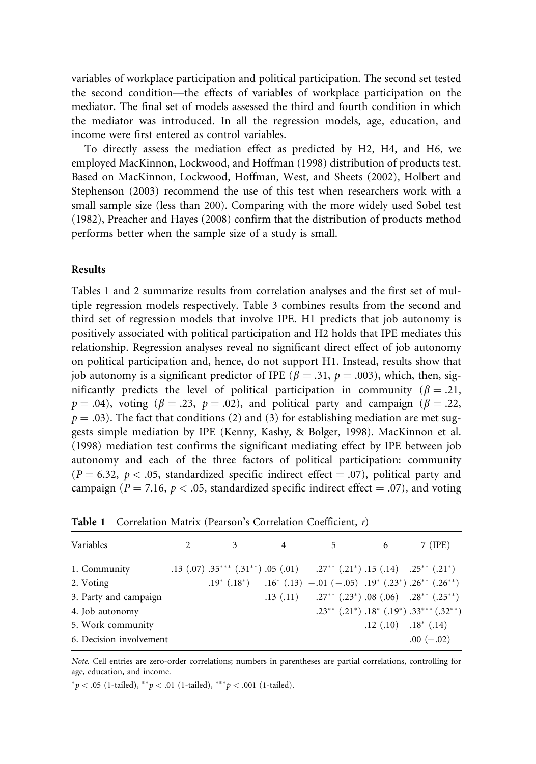variables of workplace participation and political participation. The second set tested the second condition—the effects of variables of workplace participation on the mediator. The final set of models assessed the third and fourth condition in which the mediator was introduced. In all the regression models, age, education, and income were first entered as control variables.

To directly assess the mediation effect as predicted by H2, H4, and H6, we employed MacKinnon, Lockwood, and Hoffman (1998) distribution of products test. Based on MacKinnon, Lockwood, Hoffman, West, and Sheets (2002), Holbert and Stephenson (2003) recommend the use of this test when researchers work with a small sample size (less than 200). Comparing with the more widely used Sobel test (1982), Preacher and Hayes (2008) confirm that the distribution of products method performs better when the sample size of a study is small.

## Results

Tables 1 and 2 summarize results from correlation analyses and the first set of multiple regression models respectively. Table 3 combines results from the second and third set of regression models that involve IPE. H1 predicts that job autonomy is positively associated with political participation and H2 holds that IPE mediates this relationship. Regression analyses reveal no significant direct effect of job autonomy on political participation and, hence, do not support H1. Instead, results show that job autonomy is a significant predictor of IPE ($\beta = .31$, $p = .003$), which, then, significantly predicts the level of political participation in community ($\beta = .21$, $p = .04$), voting ($\beta = .23$, $p = .02$), and political party and campaign ($\beta = .22$, $p = .03$). The fact that conditions (2) and (3) for establishing mediation are met suggests simple mediation by IPE (Kenny, Kashy, & Bolger, 1998). MacKinnon et al. (1998) mediation test confirms the significant mediating effect by IPE between job autonomy and each of the three factors of political participation: community ($P = 6.32$, $p < .05$, standardized specific indirect effect = .07), political party and campaign ($P = 7.16$, $p < .05$, standardized specific indirect effect = .07), and voting

**Table 1** Correlation Matrix (Pearson's Correlation Coefficient, $r$)

| Variables | 2 | 3 | 4 | 5 | 6 | 7 (IPE) |
|---|---|---|---|---|---|---|
| 1. Community | .13 (.07) | .35*** (.31**) | .05 (.01) | .27** (.21*) | .15 (.14) | .25** (.21*) |
| 2. Voting | | .19* (.18*) | .16* (.13) | −.01 (−.05) | .19* (.23*) | .26** (.26**) |
| 3. Party and campaign | | | .13 (.11) | .27** (.23*) | .08 (.06) | .28** (.25**) |
| 4. Job autonomy | | | | .23** (.21*) | .18* (.19*) | .33*** (.32**) |
| 5. Work community | | | | | .12 (.10) | .18* (.14) |
| 6. Decision involvement | | | | | | .00 (−.02) |

*Note.* Cell entries are zero-order correlations; numbers in parentheses are partial correlations, controlling for age, education, and income.

*$p < .05$ (1-tailed), **$p < .01$ (1-tailed), ***$p < .001$ (1-tailed).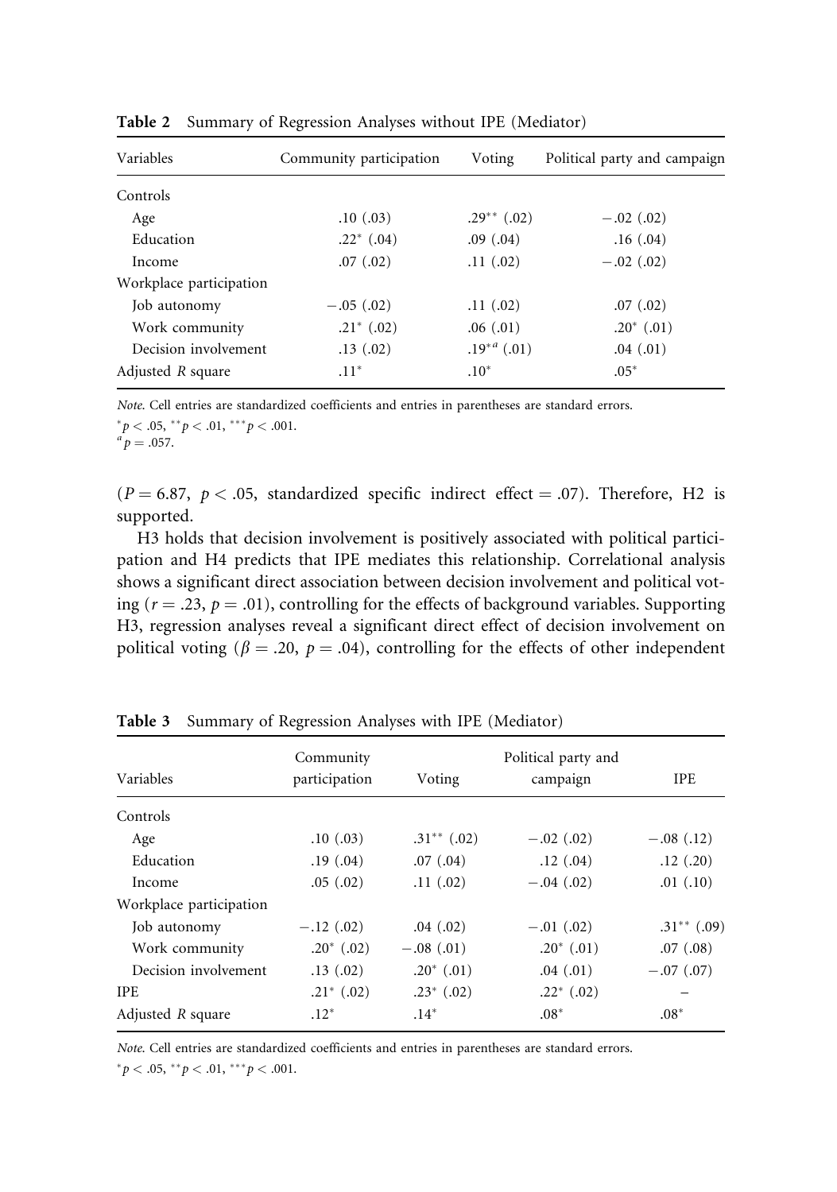**Table 2** Summary of Regression Analyses without IPE (Mediator)

| Variables | Community participation | Voting | Political party and campaign |
|---|---|---|---|
| Controls | | | |
| Age | .10 (.03) | .29** (.02) | −.02 (.02) |
| Education | .22* (.04) | .09 (.04) | .16 (.04) |
| Income | .07 (.02) | .11 (.02) | −.02 (.02) |
| Workplace participation | | | |
| Job autonomy | −.05 (.02) | .11 (.02) | .07 (.02) |
| Work community | .21* (.02) | .06 (.01) | .20* (.01) |
| Decision involvement | .13 (.02) | .19*[a] (.01) | .04 (.01) |
| Adjusted $R$ square | .11* | .10* | .05* |

*Note.* Cell entries are standardized coefficients and entries in parentheses are standard errors.
*$p < .05$, **$p < .01$, ***$p < .001$.
[a]$p = .057$.

($P = 6.87$, $p < .05$, standardized specific indirect effect = .07). Therefore, H2 is supported.

H3 holds that decision involvement is positively associated with political participation and H4 predicts that IPE mediates this relationship. Correlational analysis shows a significant direct association between decision involvement and political voting ($r = .23$, $p = .01$), controlling for the effects of background variables. Supporting H3, regression analyses reveal a significant direct effect of decision involvement on political voting ($\beta = .20$, $p = .04$), controlling for the effects of other independent

**Table 3** Summary of Regression Analyses with IPE (Mediator)

| Variables | Community participation | Voting | Political party and campaign | IPE |
|---|---|---|---|---|
| Controls | | | | |
| Age | .10 (.03) | .31** (.02) | −.02 (.02) | −.08 (.12) |
| Education | .19 (.04) | .07 (.04) | .12 (.04) | .12 (.20) |
| Income | .05 (.02) | .11 (.02) | −.04 (.02) | .01 (.10) |
| Workplace participation | | | | |
| Job autonomy | −.12 (.02) | .04 (.02) | −.01 (.02) | .31** (.09) |
| Work community | .20* (.02) | −.08 (.01) | .20* (.01) | .07 (.08) |
| Decision involvement | .13 (.02) | .20* (.01) | .04 (.01) | −.07 (.07) |
| IPE | .21* (.02) | .23* (.02) | .22* (.02) | – |
| Adjusted $R$ square | .12* | .14* | .08* | .08* |

*Note.* Cell entries are standardized coefficients and entries in parentheses are standard errors.
*$p < .05$, **$p < .01$, ***$p < .001$.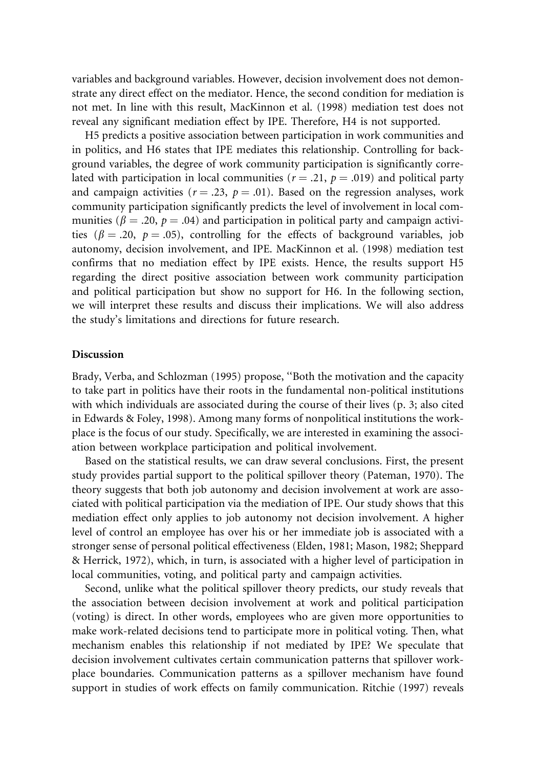variables and background variables. However, decision involvement does not demonstrate any direct effect on the mediator. Hence, the second condition for mediation is not met. In line with this result, MacKinnon et al. (1998) mediation test does not reveal any significant mediation effect by IPE. Therefore, H4 is not supported.

H5 predicts a positive association between participation in work communities and in politics, and H6 states that IPE mediates this relationship. Controlling for background variables, the degree of work community participation is significantly correlated with participation in local communities ($r = .21$, $p = .019$) and political party and campaign activities ($r = .23$, $p = .01$). Based on the regression analyses, work community participation significantly predicts the level of involvement in local communities ($\beta = .20$, $p = .04$) and participation in political party and campaign activities ($\beta = .20$, $p = .05$), controlling for the effects of background variables, job autonomy, decision involvement, and IPE. MacKinnon et al. (1998) mediation test confirms that no mediation effect by IPE exists. Hence, the results support H5 regarding the direct positive association between work community participation and political participation but show no support for H6. In the following section, we will interpret these results and discuss their implications. We will also address the study's limitations and directions for future research.

## Discussion

Brady, Verba, and Schlozman (1995) propose, ''Both the motivation and the capacity to take part in politics have their roots in the fundamental non-political institutions with which individuals are associated during the course of their lives (p. 3; also cited in Edwards & Foley, 1998). Among many forms of nonpolitical institutions the workplace is the focus of our study. Specifically, we are interested in examining the association between workplace participation and political involvement.

Based on the statistical results, we can draw several conclusions. First, the present study provides partial support to the political spillover theory (Pateman, 1970). The theory suggests that both job autonomy and decision involvement at work are associated with political participation via the mediation of IPE. Our study shows that this mediation effect only applies to job autonomy not decision involvement. A higher level of control an employee has over his or her immediate job is associated with a stronger sense of personal political effectiveness (Elden, 1981; Mason, 1982; Sheppard & Herrick, 1972), which, in turn, is associated with a higher level of participation in local communities, voting, and political party and campaign activities.

Second, unlike what the political spillover theory predicts, our study reveals that the association between decision involvement at work and political participation (voting) is direct. In other words, employees who are given more opportunities to make work-related decisions tend to participate more in political voting. Then, what mechanism enables this relationship if not mediated by IPE? We speculate that decision involvement cultivates certain communication patterns that spillover workplace boundaries. Communication patterns as a spillover mechanism have found support in studies of work effects on family communication. Ritchie (1997) reveals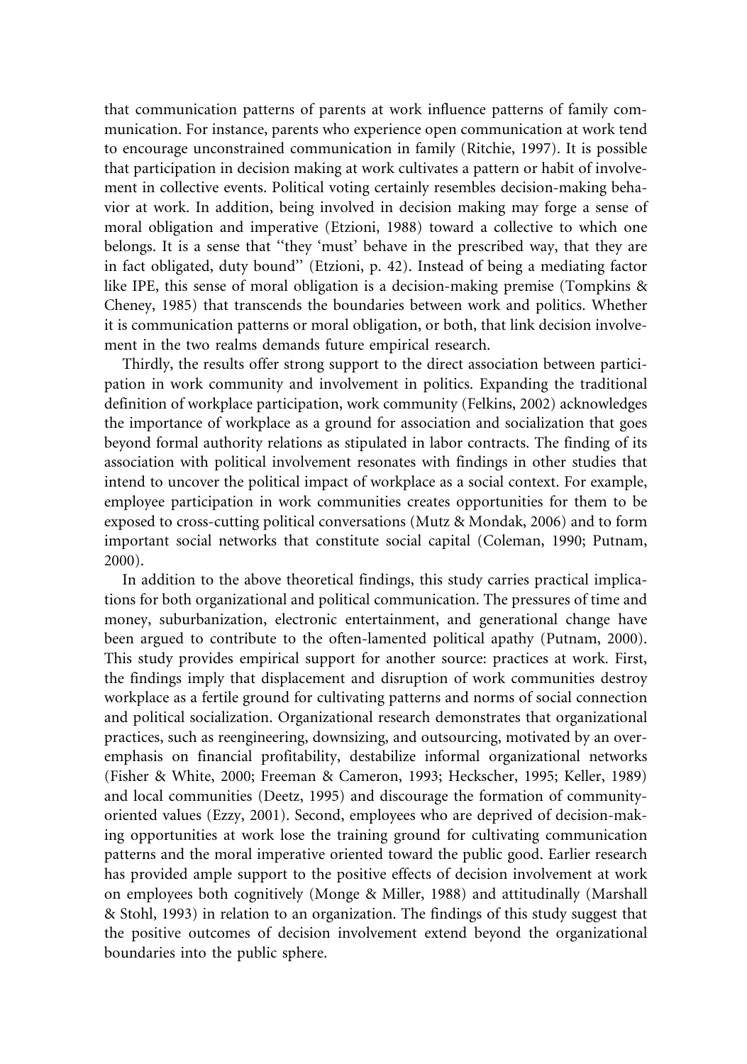that communication patterns of parents at work influence patterns of family communication. For instance, parents who experience open communication at work tend to encourage unconstrained communication in family (Ritchie, 1997). It is possible that participation in decision making at work cultivates a pattern or habit of involvement in collective events. Political voting certainly resembles decision-making behavior at work. In addition, being involved in decision making may forge a sense of moral obligation and imperative (Etzioni, 1988) toward a collective to which one belongs. It is a sense that ''they 'must' behave in the prescribed way, that they are in fact obligated, duty bound'' (Etzioni, p. 42). Instead of being a mediating factor like IPE, this sense of moral obligation is a decision-making premise (Tompkins & Cheney, 1985) that transcends the boundaries between work and politics. Whether it is communication patterns or moral obligation, or both, that link decision involvement in the two realms demands future empirical research.

Thirdly, the results offer strong support to the direct association between participation in work community and involvement in politics. Expanding the traditional definition of workplace participation, work community (Felkins, 2002) acknowledges the importance of workplace as a ground for association and socialization that goes beyond formal authority relations as stipulated in labor contracts. The finding of its association with political involvement resonates with findings in other studies that intend to uncover the political impact of workplace as a social context. For example, employee participation in work communities creates opportunities for them to be exposed to cross-cutting political conversations (Mutz & Mondak, 2006) and to form important social networks that constitute social capital (Coleman, 1990; Putnam, 2000).

In addition to the above theoretical findings, this study carries practical implications for both organizational and political communication. The pressures of time and money, suburbanization, electronic entertainment, and generational change have been argued to contribute to the often-lamented political apathy (Putnam, 2000). This study provides empirical support for another source: practices at work. First, the findings imply that displacement and disruption of work communities destroy workplace as a fertile ground for cultivating patterns and norms of social connection and political socialization. Organizational research demonstrates that organizational practices, such as reengineering, downsizing, and outsourcing, motivated by an overemphasis on financial profitability, destabilize informal organizational networks (Fisher & White, 2000; Freeman & Cameron, 1993; Heckscher, 1995; Keller, 1989) and local communities (Deetz, 1995) and discourage the formation of community-oriented values (Ezzy, 2001). Second, employees who are deprived of decision-making opportunities at work lose the training ground for cultivating communication patterns and the moral imperative oriented toward the public good. Earlier research has provided ample support to the positive effects of decision involvement at work on employees both cognitively (Monge & Miller, 1988) and attitudinally (Marshall & Stohl, 1993) in relation to an organization. The findings of this study suggest that the positive outcomes of decision involvement extend beyond the organizational boundaries into the public sphere.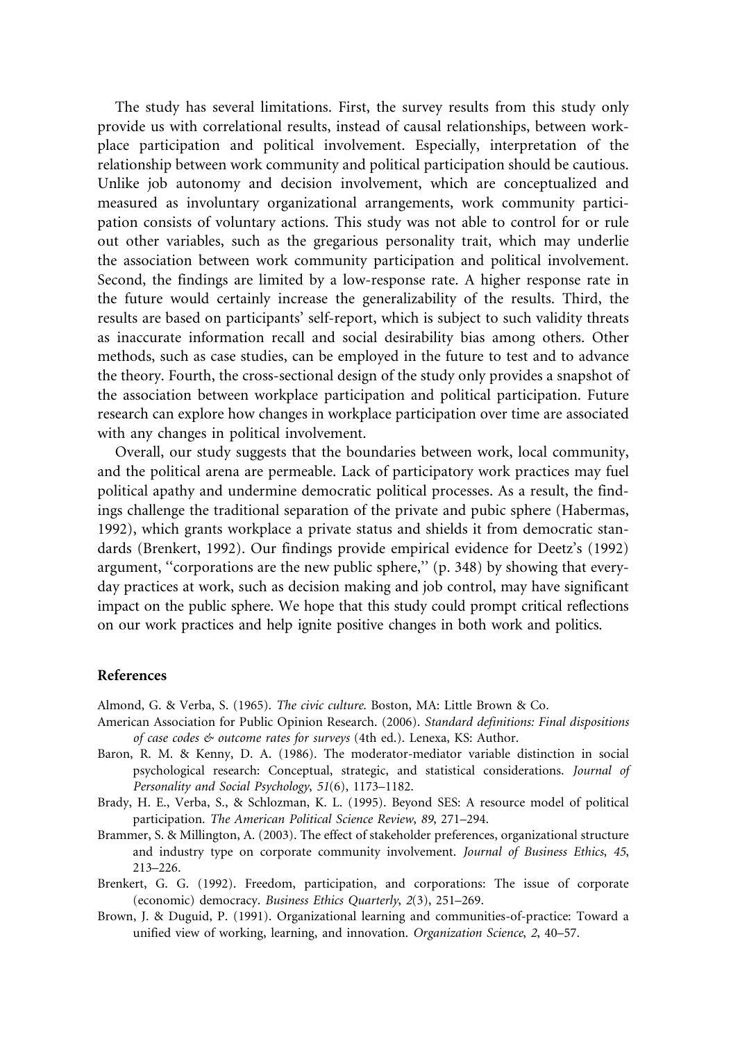The study has several limitations. First, the survey results from this study only provide us with correlational results, instead of causal relationships, between workplace participation and political involvement. Especially, interpretation of the relationship between work community and political participation should be cautious. Unlike job autonomy and decision involvement, which are conceptualized and measured as involuntary organizational arrangements, work community participation consists of voluntary actions. This study was not able to control for or rule out other variables, such as the gregarious personality trait, which may underlie the association between work community participation and political involvement. Second, the findings are limited by a low-response rate. A higher response rate in the future would certainly increase the generalizability of the results. Third, the results are based on participants' self-report, which is subject to such validity threats as inaccurate information recall and social desirability bias among others. Other methods, such as case studies, can be employed in the future to test and to advance the theory. Fourth, the cross-sectional design of the study only provides a snapshot of the association between workplace participation and political participation. Future research can explore how changes in workplace participation over time are associated with any changes in political involvement.

Overall, our study suggests that the boundaries between work, local community, and the political arena are permeable. Lack of participatory work practices may fuel political apathy and undermine democratic political processes. As a result, the findings challenge the traditional separation of the private and pubic sphere (Habermas, 1992), which grants workplace a private status and shields it from democratic standards (Brenkert, 1992). Our findings provide empirical evidence for Deetz's (1992) argument, ''corporations are the new public sphere,'' (p. 348) by showing that everyday practices at work, such as decision making and job control, may have significant impact on the public sphere. We hope that this study could prompt critical reflections on our work practices and help ignite positive changes in both work and politics.

## References

Almond, G. & Verba, S. (1965). *The civic culture*. Boston, MA: Little Brown & Co.

American Association for Public Opinion Research. (2006). *Standard definitions: Final dispositions of case codes & outcome rates for surveys* (4th ed.). Lenexa, KS: Author.

Baron, R. M. & Kenny, D. A. (1986). The moderator-mediator variable distinction in social psychological research: Conceptual, strategic, and statistical considerations. *Journal of Personality and Social Psychology*, *51*(6), 1173–1182.

Brady, H. E., Verba, S., & Schlozman, K. L. (1995). Beyond SES: A resource model of political participation. *The American Political Science Review*, *89*, 271–294.

Brammer, S. & Millington, A. (2003). The effect of stakeholder preferences, organizational structure and industry type on corporate community involvement. *Journal of Business Ethics*, *45*, 213–226.

Brenkert, G. G. (1992). Freedom, participation, and corporations: The issue of corporate (economic) democracy. *Business Ethics Quarterly*, *2*(3), 251–269.

Brown, J. & Duguid, P. (1991). Organizational learning and communities-of-practice: Toward a unified view of working, learning, and innovation. *Organization Science*, *2*, 40–57.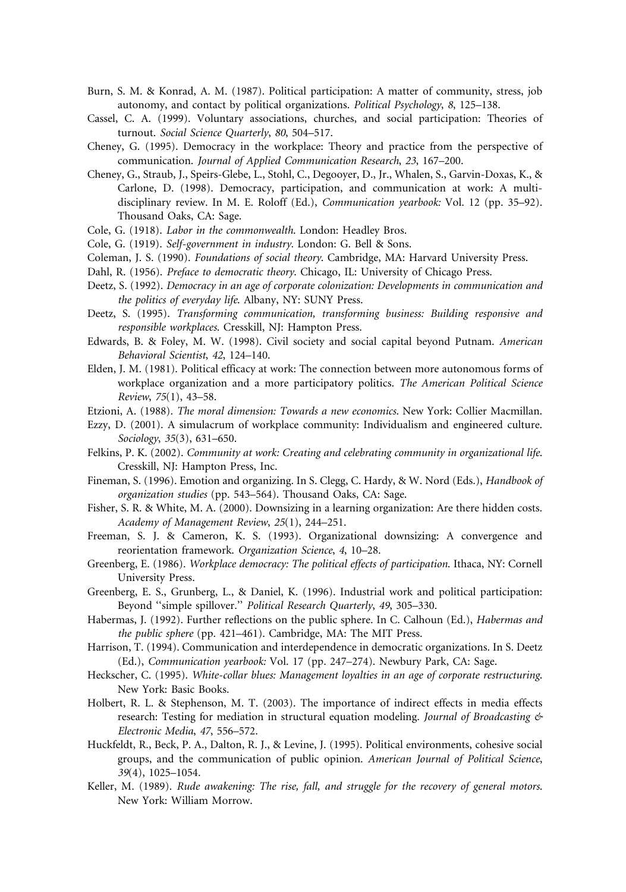Burn, S. M. & Konrad, A. M. (1987). Political participation: A matter of community, stress, job autonomy, and contact by political organizations. *Political Psychology*, *8*, 125–138.

Cassel, C. A. (1999). Voluntary associations, churches, and social participation: Theories of turnout. *Social Science Quarterly*, *80*, 504–517.

Cheney, G. (1995). Democracy in the workplace: Theory and practice from the perspective of communication. *Journal of Applied Communication Research*, *23*, 167–200.

Cheney, G., Straub, J., Speirs-Glebe, L., Stohl, C., Degooyer, D., Jr., Whalen, S., Garvin-Doxas, K., & Carlone, D. (1998). Democracy, participation, and communication at work: A multidisciplinary review. In M. E. Roloff (Ed.), *Communication yearbook:* Vol. 12 (pp. 35–92). Thousand Oaks, CA: Sage.

Cole, G. (1918). *Labor in the commonwealth*. London: Headley Bros.

Cole, G. (1919). *Self-government in industry*. London: G. Bell & Sons.

Coleman, J. S. (1990). *Foundations of social theory*. Cambridge, MA: Harvard University Press.

Dahl, R. (1956). *Preface to democratic theory*. Chicago, IL: University of Chicago Press.

Deetz, S. (1992). *Democracy in an age of corporate colonization: Developments in communication and the politics of everyday life*. Albany, NY: SUNY Press.

Deetz, S. (1995). *Transforming communication, transforming business: Building responsive and responsible workplaces*. Cresskill, NJ: Hampton Press.

Edwards, B. & Foley, M. W. (1998). Civil society and social capital beyond Putnam. *American Behavioral Scientist*, *42*, 124–140.

Elden, J. M. (1981). Political efficacy at work: The connection between more autonomous forms of workplace organization and a more participatory politics. *The American Political Science Review*, *75*(1), 43–58.

Etzioni, A. (1988). *The moral dimension: Towards a new economics*. New York: Collier Macmillan.

Ezzy, D. (2001). A simulacrum of workplace community: Individualism and engineered culture. *Sociology*, *35*(3), 631–650.

Felkins, P. K. (2002). *Community at work: Creating and celebrating community in organizational life*. Cresskill, NJ: Hampton Press, Inc.

Fineman, S. (1996). Emotion and organizing. In S. Clegg, C. Hardy, & W. Nord (Eds.), *Handbook of organization studies* (pp. 543–564). Thousand Oaks, CA: Sage.

Fisher, S. R. & White, M. A. (2000). Downsizing in a learning organization: Are there hidden costs. *Academy of Management Review*, *25*(1), 244–251.

Freeman, S. J. & Cameron, K. S. (1993). Organizational downsizing: A convergence and reorientation framework. *Organization Science*, *4*, 10–28.

Greenberg, E. (1986). *Workplace democracy: The political effects of participation*. Ithaca, NY: Cornell University Press.

Greenberg, E. S., Grunberg, L., & Daniel, K. (1996). Industrial work and political participation: Beyond ''simple spillover.'' *Political Research Quarterly*, *49*, 305–330.

Habermas, J. (1992). Further reflections on the public sphere. In C. Calhoun (Ed.), *Habermas and the public sphere* (pp. 421–461). Cambridge, MA: The MIT Press.

Harrison, T. (1994). Communication and interdependence in democratic organizations. In S. Deetz (Ed.), *Communication yearbook:* Vol. 17 (pp. 247–274). Newbury Park, CA: Sage.

Heckscher, C. (1995). *White-collar blues: Management loyalties in an age of corporate restructuring*. New York: Basic Books.

Holbert, R. L. & Stephenson, M. T. (2003). The importance of indirect effects in media effects research: Testing for mediation in structural equation modeling. *Journal of Broadcasting & Electronic Media*, *47*, 556–572.

Huckfeldt, R., Beck, P. A., Dalton, R. J., & Levine, J. (1995). Political environments, cohesive social groups, and the communication of public opinion. *American Journal of Political Science*, *39*(4), 1025–1054.

Keller, M. (1989). *Rude awakening: The rise, fall, and struggle for the recovery of general motors*. New York: William Morrow.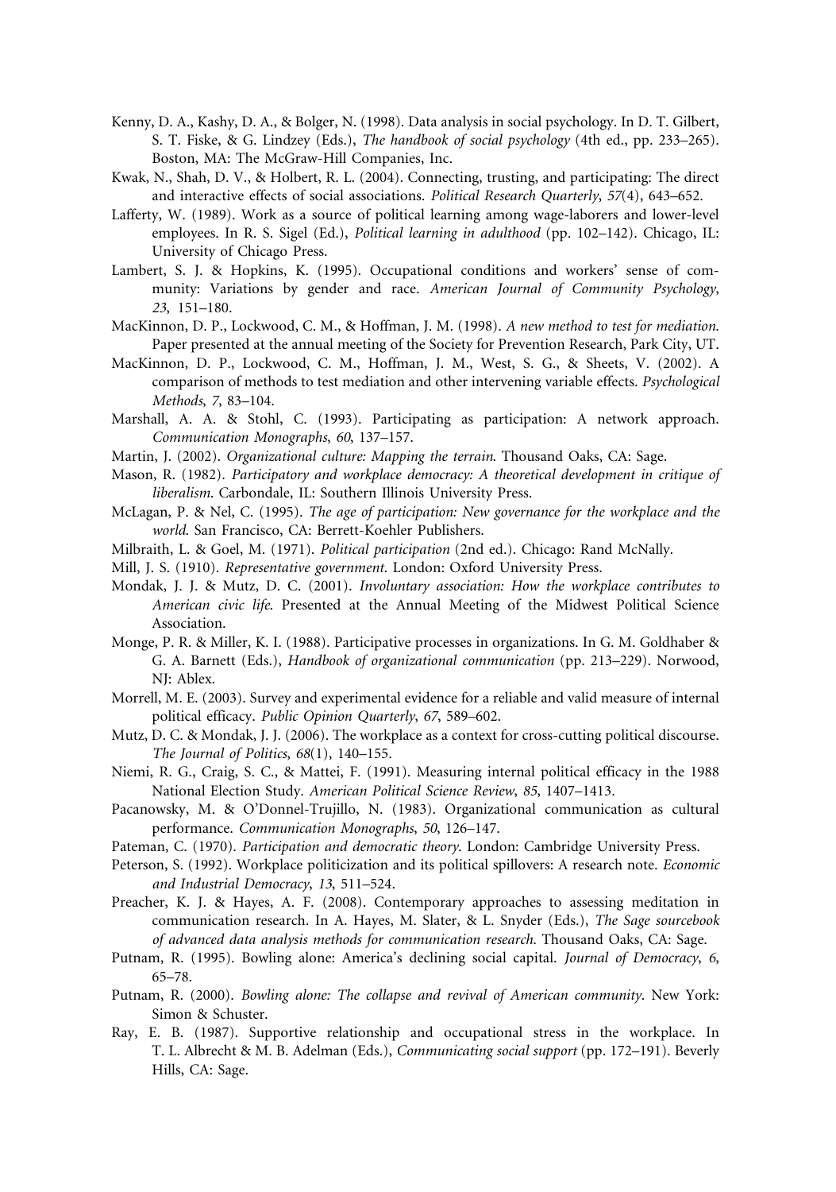Kenny, D. A., Kashy, D. A., & Bolger, N. (1998). Data analysis in social psychology. In D. T. Gilbert, S. T. Fiske, & G. Lindzey (Eds.), *The handbook of social psychology* (4th ed., pp. 233–265). Boston, MA: The McGraw-Hill Companies, Inc.

Kwak, N., Shah, D. V., & Holbert, R. L. (2004). Connecting, trusting, and participating: The direct and interactive effects of social associations. *Political Research Quarterly*, *57*(4), 643–652.

Lafferty, W. (1989). Work as a source of political learning among wage-laborers and lower-level employees. In R. S. Sigel (Ed.), *Political learning in adulthood* (pp. 102–142). Chicago, IL: University of Chicago Press.

Lambert, S. J. & Hopkins, K. (1995). Occupational conditions and workers' sense of community: Variations by gender and race. *American Journal of Community Psychology*, *23*, 151–180.

MacKinnon, D. P., Lockwood, C. M., & Hoffman, J. M. (1998). *A new method to test for mediation*. Paper presented at the annual meeting of the Society for Prevention Research, Park City, UT.

MacKinnon, D. P., Lockwood, C. M., Hoffman, J. M., West, S. G., & Sheets, V. (2002). A comparison of methods to test mediation and other intervening variable effects. *Psychological Methods*, *7*, 83–104.

Marshall, A. A. & Stohl, C. (1993). Participating as participation: A network approach. *Communication Monographs*, *60*, 137–157.

Martin, J. (2002). *Organizational culture: Mapping the terrain*. Thousand Oaks, CA: Sage.

Mason, R. (1982). *Participatory and workplace democracy: A theoretical development in critique of liberalism*. Carbondale, IL: Southern Illinois University Press.

McLagan, P. & Nel, C. (1995). *The age of participation: New governance for the workplace and the world*. San Francisco, CA: Berrett-Koehler Publishers.

Milbraith, L. & Goel, M. (1971). *Political participation* (2nd ed.). Chicago: Rand McNally.

Mill, J. S. (1910). *Representative government*. London: Oxford University Press.

Mondak, J. J. & Mutz, D. C. (2001). *Involuntary association: How the workplace contributes to American civic life*. Presented at the Annual Meeting of the Midwest Political Science Association.

Monge, P. R. & Miller, K. I. (1988). Participative processes in organizations. In G. M. Goldhaber & G. A. Barnett (Eds.), *Handbook of organizational communication* (pp. 213–229). Norwood, NJ: Ablex.

Morrell, M. E. (2003). Survey and experimental evidence for a reliable and valid measure of internal political efficacy. *Public Opinion Quarterly*, *67*, 589–602.

Mutz, D. C. & Mondak, J. J. (2006). The workplace as a context for cross-cutting political discourse. *The Journal of Politics*, *68*(1), 140–155.

Niemi, R. G., Craig, S. C., & Mattei, F. (1991). Measuring internal political efficacy in the 1988 National Election Study. *American Political Science Review*, *85*, 1407–1413.

Pacanowsky, M. & O'Donnel-Trujillo, N. (1983). Organizational communication as cultural performance. *Communication Monographs*, *50*, 126–147.

Pateman, C. (1970). *Participation and democratic theory*. London: Cambridge University Press.

Peterson, S. (1992). Workplace politicization and its political spillovers: A research note. *Economic and Industrial Democracy*, *13*, 511–524.

Preacher, K. J. & Hayes, A. F. (2008). Contemporary approaches to assessing meditation in communication research. In A. Hayes, M. Slater, & L. Snyder (Eds.), *The Sage sourcebook of advanced data analysis methods for communication research*. Thousand Oaks, CA: Sage.

Putnam, R. (1995). Bowling alone: America's declining social capital. *Journal of Democracy*, *6*, 65–78.

Putnam, R. (2000). *Bowling alone: The collapse and revival of American community*. New York: Simon & Schuster.

Ray, E. B. (1987). Supportive relationship and occupational stress in the workplace. In T. L. Albrecht & M. B. Adelman (Eds.), *Communicating social support* (pp. 172–191). Beverly Hills, CA: Sage.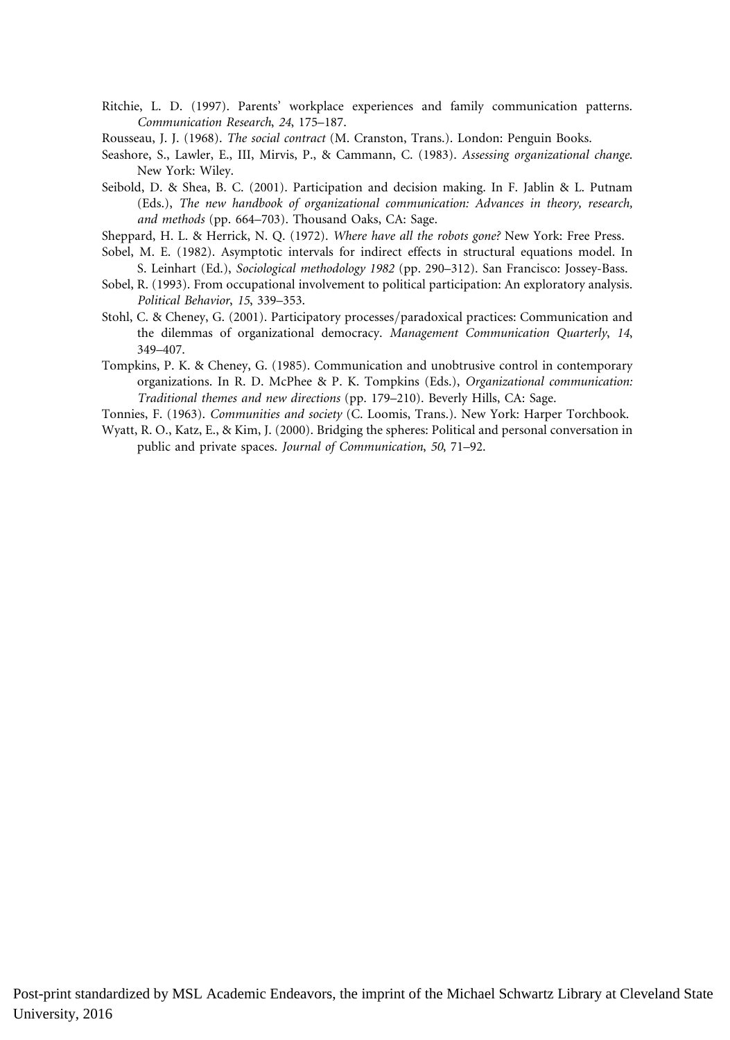Ritchie, L. D. (1997). Parents' workplace experiences and family communication patterns. *Communication Research*, *24*, 175–187.

Rousseau, J. J. (1968). *The social contract* (M. Cranston, Trans.). London: Penguin Books.

Seashore, S., Lawler, E., III, Mirvis, P., & Cammann, C. (1983). *Assessing organizational change*. New York: Wiley.

Seibold, D. & Shea, B. C. (2001). Participation and decision making. In F. Jablin & L. Putnam (Eds.), *The new handbook of organizational communication: Advances in theory, research, and methods* (pp. 664–703). Thousand Oaks, CA: Sage.

Sheppard, H. L. & Herrick, N. Q. (1972). *Where have all the robots gone?* New York: Free Press.

Sobel, M. E. (1982). Asymptotic intervals for indirect effects in structural equations model. In S. Leinhart (Ed.), *Sociological methodology 1982* (pp. 290–312). San Francisco: Jossey-Bass.

Sobel, R. (1993). From occupational involvement to political participation: An exploratory analysis. *Political Behavior*, *15*, 339–353.

Stohl, C. & Cheney, G. (2001). Participatory processes/paradoxical practices: Communication and the dilemmas of organizational democracy. *Management Communication Quarterly*, *14*, 349–407.

Tompkins, P. K. & Cheney, G. (1985). Communication and unobtrusive control in contemporary organizations. In R. D. McPhee & P. K. Tompkins (Eds.), *Organizational communication: Traditional themes and new directions* (pp. 179–210). Beverly Hills, CA: Sage.

Tonnies, F. (1963). *Communities and society* (C. Loomis, Trans.). New York: Harper Torchbook.

Wyatt, R. O., Katz, E., & Kim, J. (2000). Bridging the spheres: Political and personal conversation in public and private spaces. *Journal of Communication*, *50*, 71–92.

Post-print standardized by MSL Academic Endeavors, the imprint of the Michael Schwartz Library at Cleveland State University, 2016